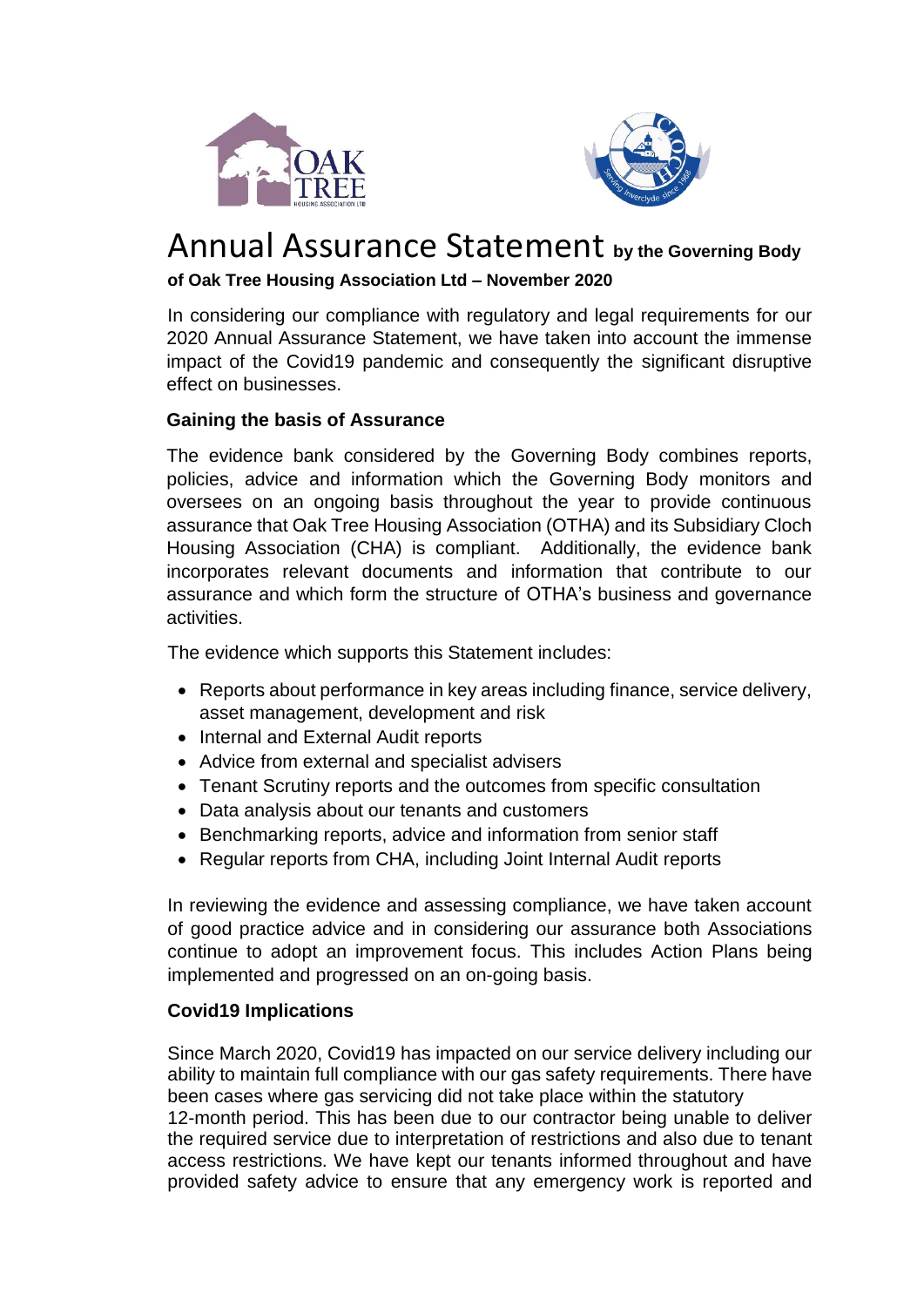# Annual Assurance Statement **by the Governing Body of Oak Tree Housing Association Ltd – November 2020**

In considering our compliance with regulatory and legal requirements for our 2020 Annual Assurance Statement, we have taken into account the immense impact of the Covid19 pandemic and consequently the significant disruptive effect on businesses.

## Gaining the basis of Assurance

The evidence bank considered by the Governing Body combines reports, policies, advice and information which the Governing Body monitors and oversees on an ongoing basis throughout the year to provide continuous assurance that Oak Tree Housing Association (OTHA) and its Subsidiary Cloch Housing Association (CHA) is compliant. Additionally, the evidence bank incorporates relevant documents and information that contribute to our assurance and which form the structure of OTHA's business and governance activities.

The evidence which supports this Statement includes:

- Reports about performance in key areas including finance, service delivery, asset management, development and risk
- Internal and External Audit reports
- Advice from external and specialist advisers
- Tenant Scrutiny reports and the outcomes from specific consultation
- Data analysis about our tenants and customers
- Benchmarking reports, advice and information from senior staff
- Regular reports from CHA, including Joint Internal Audit reports

In reviewing the evidence and assessing compliance, we have taken account of good practice advice and in considering our assurance both Associations continue to adopt an improvement focus. This includes Action Plans being implemented and progressed on an on-going basis.

## Covid19 Implications

Since March 2020, Covid19 has impacted on our service delivery including our ability to maintain full compliance with our gas safety requirements. There have been cases where gas servicing did not take place within the statutory 12-month period. This has been due to our contractor being unable to deliver the required service due to interpretation of restrictions and also due to tenant access restrictions. We have kept our tenants informed throughout and have provided safety advice to ensure that any emergency work is reported and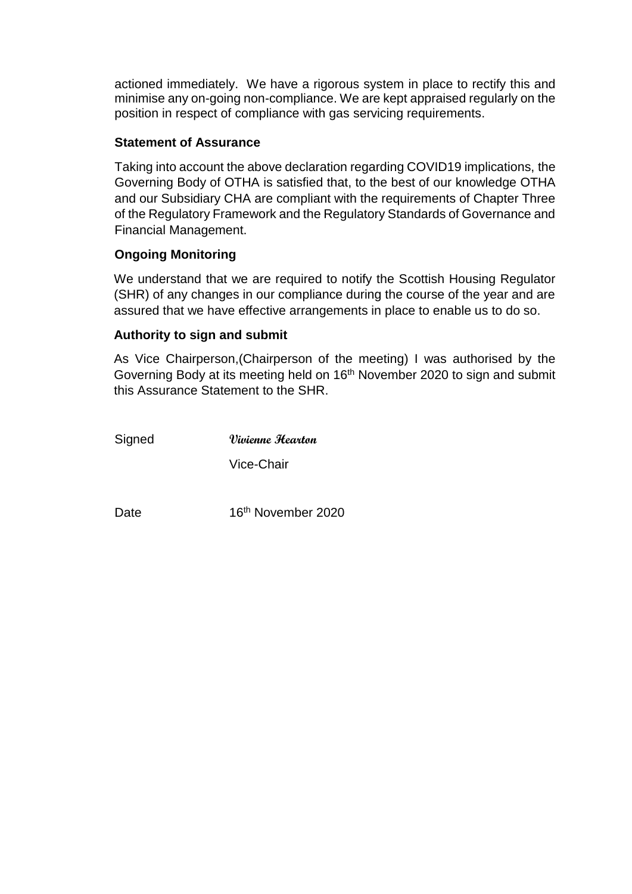actioned immediately. We have a rigorous system in place to rectify this and minimise any on-going non-compliance. We are kept appraised regularly on the position in respect of compliance with gas servicing requirements.

**Statement of Assurance**

Taking into account the above declaration regarding COVID19 implications, the Governing Body of OTHA is satisfied that, to the best of our knowledge OTHA and our Subsidiary CHA are compliant with the requirements of Chapter Three of the Regulatory Framework and the Regulatory Standards of Governance and Financial Management.

**Ongoing Monitoring**

We understand that we are required to notify the Scottish Housing Regulator (SHR) of any changes in our compliance during the course of the year and are assured that we have effective arrangements in place to enable us to do so.

**Authority to sign and submit**

As Vice Chairperson,(Chairperson of the meeting) I was authorised by the Governing Body at its meeting held on 16th November 2020 to sign and submit this Assurance Statement to the SHR.

Signed *Vivienne Hearton*

Vice-Chair

Date 16th November 2020